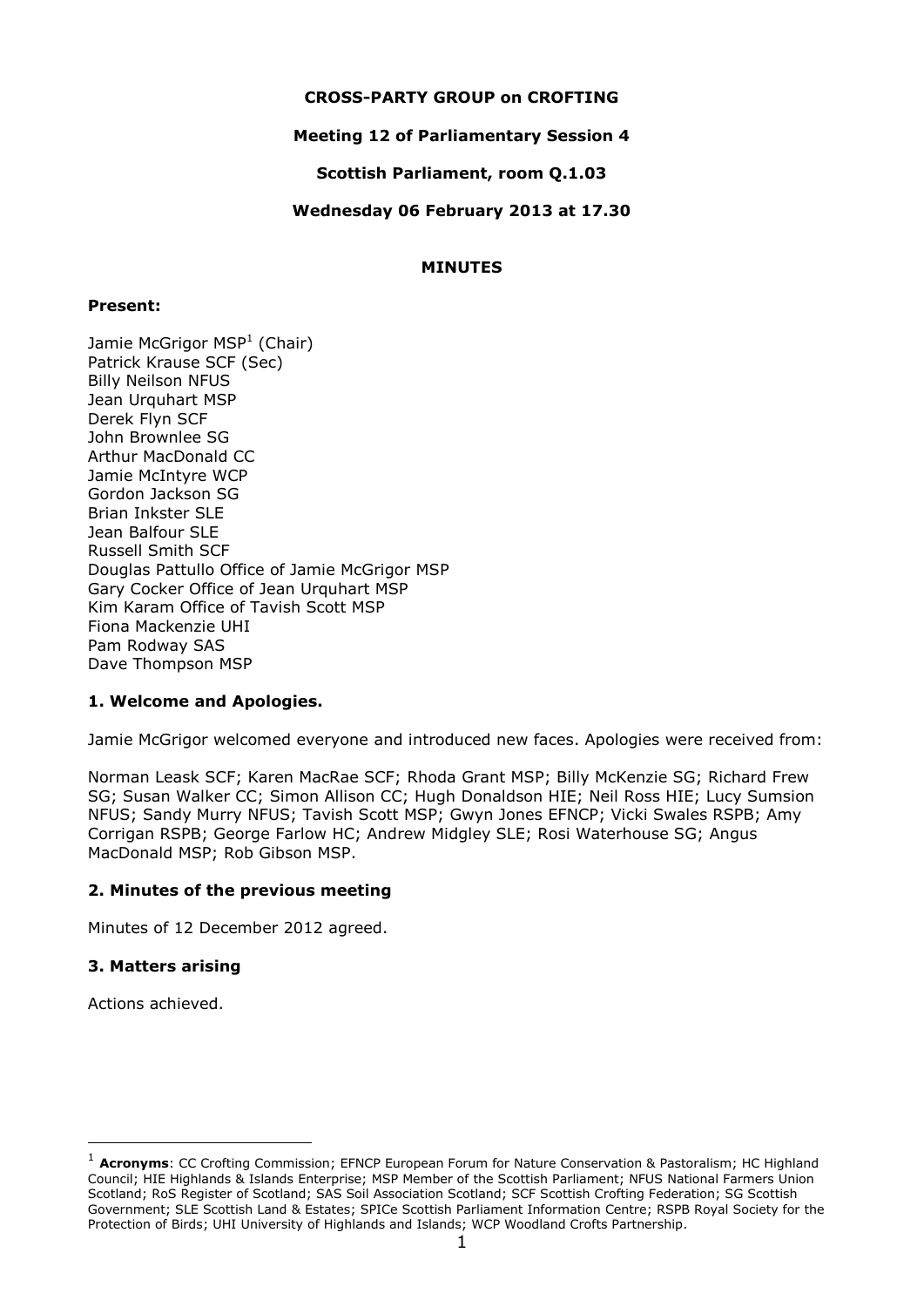**CROSS-PARTY GROUP on CROFTING**

**Meeting 12 of Parliamentary Session 4**

**Scottish Parliament, room Q.1.03**

**Wednesday 06 February 2013 at 17.30**

**MINUTES**

### Present:

Jamie McGrigor MSP[1] (Chair)
Patrick Krause SCF (Sec)
Billy Neilson NFUS
Jean Urquhart MSP
Derek Flyn SCF
John Brownlee SG
Arthur MacDonald CC
Jamie McIntyre WCP
Gordon Jackson SG
Brian Inkster SLE
Jean Balfour SLE
Russell Smith SCF
Douglas Pattullo Office of Jamie McGrigor MSP
Gary Cocker Office of Jean Urquhart MSP
Kim Karam Office of Tavish Scott MSP
Fiona Mackenzie UHI
Pam Rodway SAS
Dave Thompson MSP

### 1. Welcome and Apologies.

Jamie McGrigor welcomed everyone and introduced new faces. Apologies were received from:

Norman Leask SCF; Karen MacRae SCF; Rhoda Grant MSP; Billy McKenzie SG; Richard Frew SG; Susan Walker CC; Simon Allison CC; Hugh Donaldson HIE; Neil Ross HIE; Lucy Sumsion NFUS; Sandy Murry NFUS; Tavish Scott MSP; Gwyn Jones EFNCP; Vicki Swales RSPB; Amy Corrigan RSPB; George Farlow HC; Andrew Midgley SLE; Rosi Waterhouse SG; Angus MacDonald MSP; Rob Gibson MSP.

### 2. Minutes of the previous meeting

Minutes of 12 December 2012 agreed.

### 3. Matters arising

Actions achieved.

---

[1] **Acronyms**: CC Crofting Commission; EFNCP European Forum for Nature Conservation & Pastoralism; HC Highland Council; HIE Highlands & Islands Enterprise; MSP Member of the Scottish Parliament; NFUS National Farmers Union Scotland; RoS Register of Scotland; SAS Soil Association Scotland; SCF Scottish Crofting Federation; SG Scottish Government; SLE Scottish Land & Estates; SPICe Scottish Parliament Information Centre; RSPB Royal Society for the Protection of Birds; UHI University of Highlands and Islands; WCP Woodland Crofts Partnership.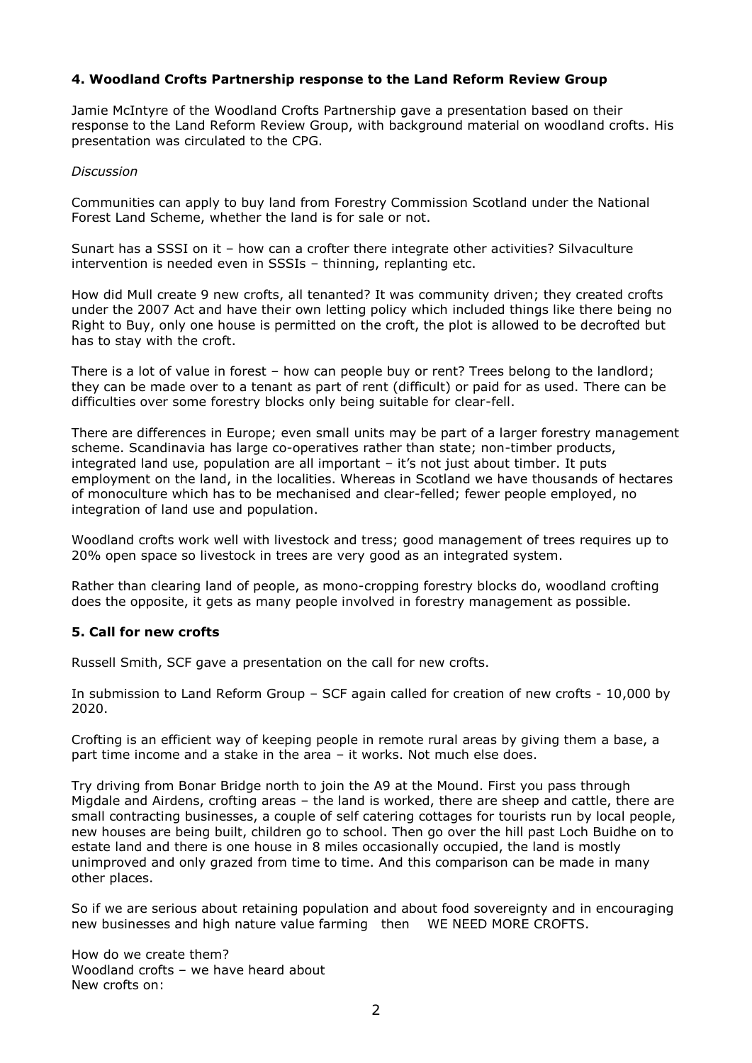**4. Woodland Crofts Partnership response to the Land Reform Review Group**

Jamie McIntyre of the Woodland Crofts Partnership gave a presentation based on their response to the Land Reform Review Group, with background material on woodland crofts. His presentation was circulated to the CPG.

*Discussion*

Communities can apply to buy land from Forestry Commission Scotland under the National Forest Land Scheme, whether the land is for sale or not.

Sunart has a SSSI on it – how can a crofter there integrate other activities? Silvaculture intervention is needed even in SSSIs – thinning, replanting etc.

How did Mull create 9 new crofts, all tenanted? It was community driven; they created crofts under the 2007 Act and have their own letting policy which included things like there being no Right to Buy, only one house is permitted on the croft, the plot is allowed to be decrofted but has to stay with the croft.

There is a lot of value in forest – how can people buy or rent? Trees belong to the landlord; they can be made over to a tenant as part of rent (difficult) or paid for as used. There can be difficulties over some forestry blocks only being suitable for clear-fell.

There are differences in Europe; even small units may be part of a larger forestry management scheme. Scandinavia has large co-operatives rather than state; non-timber products, integrated land use, population are all important – it's not just about timber. It puts employment on the land, in the localities. Whereas in Scotland we have thousands of hectares of monoculture which has to be mechanised and clear-felled; fewer people employed, no integration of land use and population.

Woodland crofts work well with livestock and tress; good management of trees requires up to 20% open space so livestock in trees are very good as an integrated system.

Rather than clearing land of people, as mono-cropping forestry blocks do, woodland crofting does the opposite, it gets as many people involved in forestry management as possible.

**5. Call for new crofts**

Russell Smith, SCF gave a presentation on the call for new crofts.

In submission to Land Reform Group – SCF again called for creation of new crofts - 10,000 by 2020.

Crofting is an efficient way of keeping people in remote rural areas by giving them a base, a part time income and a stake in the area – it works. Not much else does.

Try driving from Bonar Bridge north to join the A9 at the Mound. First you pass through Migdale and Airdens, crofting areas – the land is worked, there are sheep and cattle, there are small contracting businesses, a couple of self catering cottages for tourists run by local people, new houses are being built, children go to school. Then go over the hill past Loch Buidhe on to estate land and there is one house in 8 miles occasionally occupied, the land is mostly unimproved and only grazed from time to time. And this comparison can be made in many other places.

So if we are serious about retaining population and about food sovereignty and in encouraging new businesses and high nature value farming then WE NEED MORE CROFTS.

How do we create them?
Woodland crofts – we have heard about
New crofts on: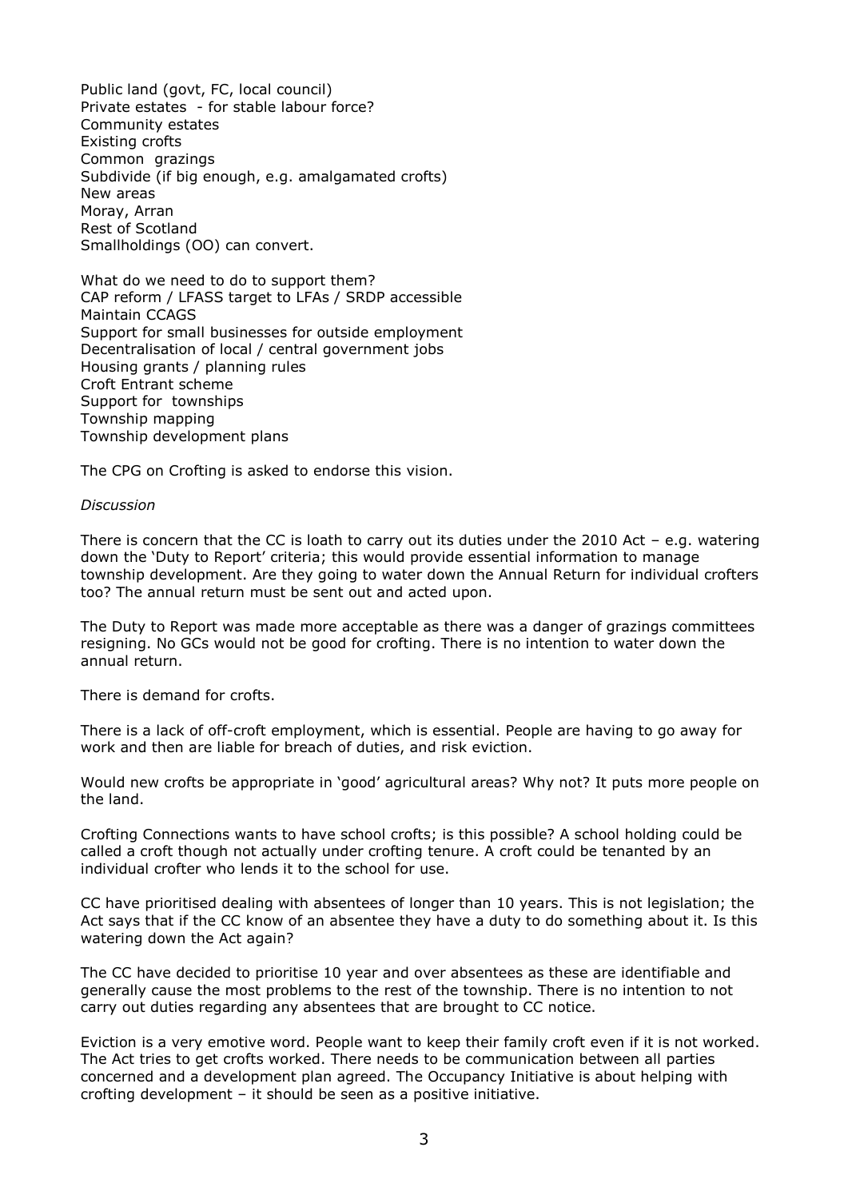Public land (govt, FC, local council)
Private estates - for stable labour force?
Community estates
Existing crofts
Common grazings
Subdivide (if big enough, e.g. amalgamated crofts)
New areas
Moray, Arran
Rest of Scotland
Smallholdings (OO) can convert.

What do we need to do to support them?
CAP reform / LFASS target to LFAs / SRDP accessible
Maintain CCAGS
Support for small businesses for outside employment
Decentralisation of local / central government jobs
Housing grants / planning rules
Croft Entrant scheme
Support for townships
Township mapping
Township development plans

The CPG on Crofting is asked to endorse this vision.

*Discussion*

There is concern that the CC is loath to carry out its duties under the 2010 Act – e.g. watering down the 'Duty to Report' criteria; this would provide essential information to manage township development. Are they going to water down the Annual Return for individual crofters too? The annual return must be sent out and acted upon.

The Duty to Report was made more acceptable as there was a danger of grazings committees resigning. No GCs would not be good for crofting. There is no intention to water down the annual return.

There is demand for crofts.

There is a lack of off-croft employment, which is essential. People are having to go away for work and then are liable for breach of duties, and risk eviction.

Would new crofts be appropriate in 'good' agricultural areas? Why not? It puts more people on the land.

Crofting Connections wants to have school crofts; is this possible? A school holding could be called a croft though not actually under crofting tenure. A croft could be tenanted by an individual crofter who lends it to the school for use.

CC have prioritised dealing with absentees of longer than 10 years. This is not legislation; the Act says that if the CC know of an absentee they have a duty to do something about it. Is this watering down the Act again?

The CC have decided to prioritise 10 year and over absentees as these are identifiable and generally cause the most problems to the rest of the township. There is no intention to not carry out duties regarding any absentees that are brought to CC notice.

Eviction is a very emotive word. People want to keep their family croft even if it is not worked. The Act tries to get crofts worked. There needs to be communication between all parties concerned and a development plan agreed. The Occupancy Initiative is about helping with crofting development – it should be seen as a positive initiative.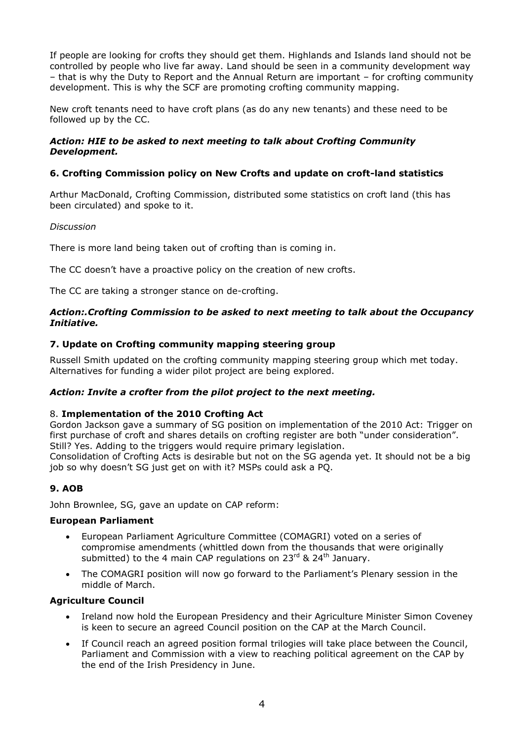If people are looking for crofts they should get them. Highlands and Islands land should not be controlled by people who live far away. Land should be seen in a community development way – that is why the Duty to Report and the Annual Return are important – for crofting community development. This is why the SCF are promoting crofting community mapping.

New croft tenants need to have croft plans (as do any new tenants) and these need to be followed up by the CC.

***Action: HIE to be asked to next meeting to talk about Crofting Community Development.***

### 6. Crofting Commission policy on New Crofts and update on croft-land statistics

Arthur MacDonald, Crofting Commission, distributed some statistics on croft land (this has been circulated) and spoke to it.

*Discussion*

There is more land being taken out of crofting than is coming in.

The CC doesn't have a proactive policy on the creation of new crofts.

The CC are taking a stronger stance on de-crofting.

***Action:.Crofting Commission to be asked to next meeting to talk about the Occupancy Initiative.***

### 7. Update on Crofting community mapping steering group

Russell Smith updated on the crofting community mapping steering group which met today. Alternatives for funding a wider pilot project are being explored.

***Action: Invite a crofter from the pilot project to the next meeting.***

### 8. Implementation of the 2010 Crofting Act

Gordon Jackson gave a summary of SG position on implementation of the 2010 Act: Trigger on first purchase of croft and shares details on crofting register are both "under consideration". Still? Yes. Adding to the triggers would require primary legislation.
Consolidation of Crofting Acts is desirable but not on the SG agenda yet. It should not be a big job so why doesn't SG just get on with it? MSPs could ask a PQ.

### 9. AOB

John Brownlee, SG, gave an update on CAP reform:

**European Parliament**

- European Parliament Agriculture Committee (COMAGRI) voted on a series of compromise amendments (whittled down from the thousands that were originally submitted) to the 4 main CAP regulations on 23rd & 24th January.
- The COMAGRI position will now go forward to the Parliament's Plenary session in the middle of March.

**Agriculture Council**

- Ireland now hold the European Presidency and their Agriculture Minister Simon Coveney is keen to secure an agreed Council position on the CAP at the March Council.
- If Council reach an agreed position formal trilogies will take place between the Council, Parliament and Commission with a view to reaching political agreement on the CAP by the end of the Irish Presidency in June.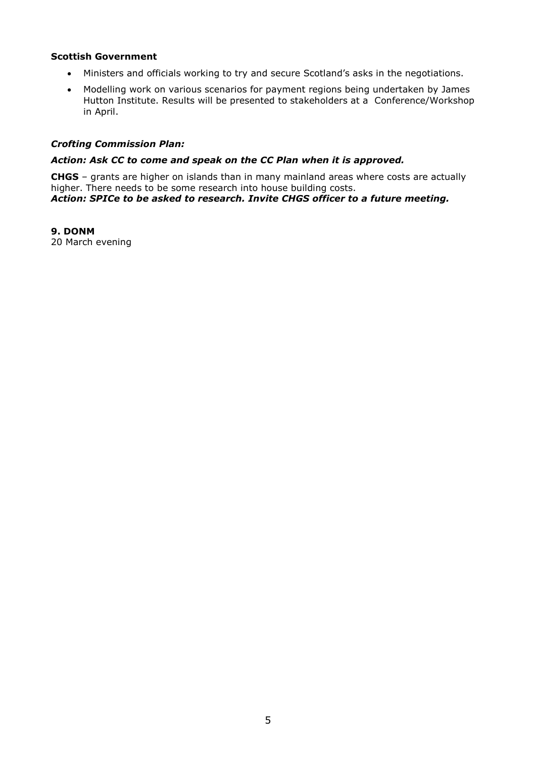**Scottish Government**

- Ministers and officials working to try and secure Scotland's asks in the negotiations.
- Modelling work on various scenarios for payment regions being undertaken by James Hutton Institute. Results will be presented to stakeholders at a Conference/Workshop in April.

***Crofting Commission Plan:***

***Action: Ask CC to come and speak on the CC Plan when it is approved.***

**CHGS** – grants are higher on islands than in many mainland areas where costs are actually higher. There needs to be some research into house building costs.
***Action: SPICe to be asked to research. Invite CHGS officer to a future meeting.***

**9. DONM**
20 March evening